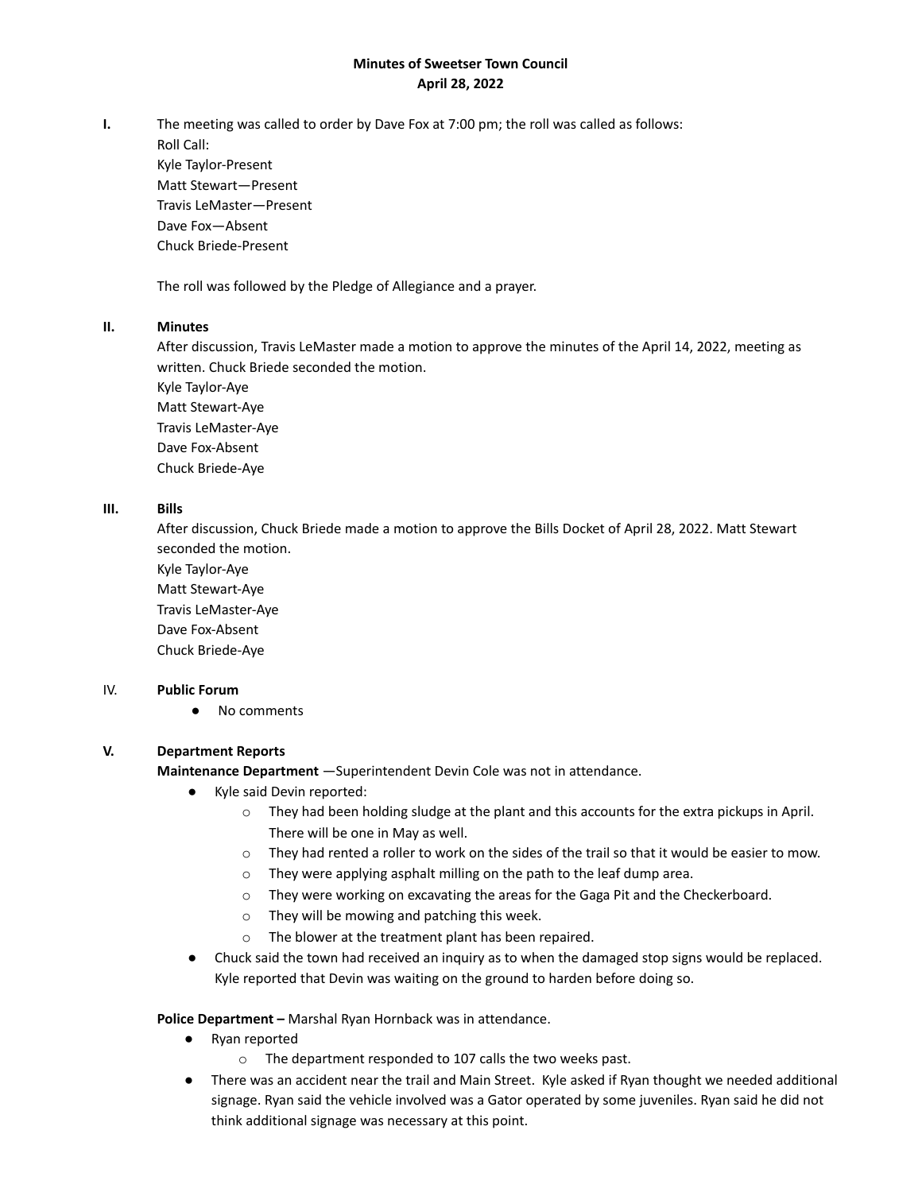# Minutes of Sweetser Town Council
## April 28, 2022

**I.** The meeting was called to order by Dave Fox at 7:00 pm; the roll was called as follows:

Roll Call:
Kyle Taylor-Present
Matt Stewart—Present
Travis LeMaster—Present
Dave Fox—Absent
Chuck Briede-Present

The roll was followed by the Pledge of Allegiance and a prayer.

**II. Minutes**

After discussion, Travis LeMaster made a motion to approve the minutes of the April 14, 2022, meeting as written. Chuck Briede seconded the motion.

Kyle Taylor-Aye
Matt Stewart-Aye
Travis LeMaster-Aye
Dave Fox-Absent
Chuck Briede-Aye

**III. Bills**

After discussion, Chuck Briede made a motion to approve the Bills Docket of April 28, 2022. Matt Stewart seconded the motion.

Kyle Taylor-Aye
Matt Stewart-Aye
Travis LeMaster-Aye
Dave Fox-Absent
Chuck Briede-Aye

IV. **Public Forum**

- No comments

**V. Department Reports**

**Maintenance Department** —Superintendent Devin Cole was not in attendance.

- Kyle said Devin reported:
  - They had been holding sludge at the plant and this accounts for the extra pickups in April. There will be one in May as well.
  - They had rented a roller to work on the sides of the trail so that it would be easier to mow.
  - They were applying asphalt milling on the path to the leaf dump area.
  - They were working on excavating the areas for the Gaga Pit and the Checkerboard.
  - They will be mowing and patching this week.
  - The blower at the treatment plant has been repaired.
- Chuck said the town had received an inquiry as to when the damaged stop signs would be replaced. Kyle reported that Devin was waiting on the ground to harden before doing so.

**Police Department –** Marshal Ryan Hornback was in attendance.

- Ryan reported
  - The department responded to 107 calls the two weeks past.
- There was an accident near the trail and Main Street. Kyle asked if Ryan thought we needed additional signage. Ryan said the vehicle involved was a Gator operated by some juveniles. Ryan said he did not think additional signage was necessary at this point.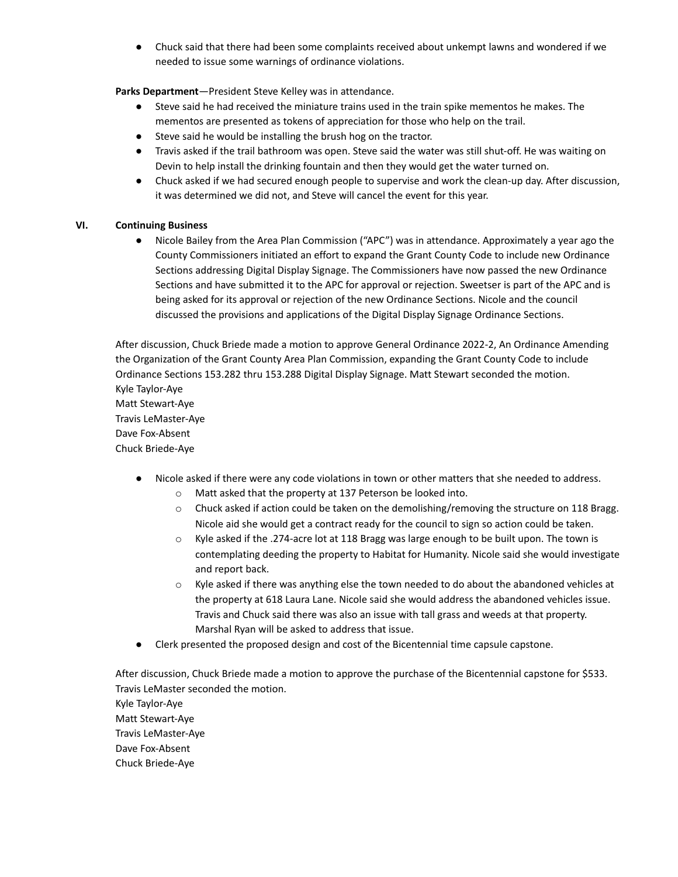- Chuck said that there had been some complaints received about unkempt lawns and wondered if we needed to issue some warnings of ordinance violations.

**Parks Department**—President Steve Kelley was in attendance.

- Steve said he had received the miniature trains used in the train spike mementos he makes. The mementos are presented as tokens of appreciation for those who help on the trail.
- Steve said he would be installing the brush hog on the tractor.
- Travis asked if the trail bathroom was open. Steve said the water was still shut-off. He was waiting on Devin to help install the drinking fountain and then they would get the water turned on.
- Chuck asked if we had secured enough people to supervise and work the clean-up day. After discussion, it was determined we did not, and Steve will cancel the event for this year.

## VI. Continuing Business

- Nicole Bailey from the Area Plan Commission ("APC") was in attendance. Approximately a year ago the County Commissioners initiated an effort to expand the Grant County Code to include new Ordinance Sections addressing Digital Display Signage. The Commissioners have now passed the new Ordinance Sections and have submitted it to the APC for approval or rejection. Sweetser is part of the APC and is being asked for its approval or rejection of the new Ordinance Sections. Nicole and the council discussed the provisions and applications of the Digital Display Signage Ordinance Sections.

After discussion, Chuck Briede made a motion to approve General Ordinance 2022-2, An Ordinance Amending the Organization of the Grant County Area Plan Commission, expanding the Grant County Code to include Ordinance Sections 153.282 thru 153.288 Digital Display Signage. Matt Stewart seconded the motion.
Kyle Taylor-Aye
Matt Stewart-Aye
Travis LeMaster-Aye
Dave Fox-Absent
Chuck Briede-Aye

- Nicole asked if there were any code violations in town or other matters that she needed to address.
  - Matt asked that the property at 137 Peterson be looked into.
  - Chuck asked if action could be taken on the demolishing/removing the structure on 118 Bragg. Nicole aid she would get a contract ready for the council to sign so action could be taken.
  - Kyle asked if the .274-acre lot at 118 Bragg was large enough to be built upon. The town is contemplating deeding the property to Habitat for Humanity. Nicole said she would investigate and report back.
  - Kyle asked if there was anything else the town needed to do about the abandoned vehicles at the property at 618 Laura Lane. Nicole said she would address the abandoned vehicles issue. Travis and Chuck said there was also an issue with tall grass and weeds at that property. Marshal Ryan will be asked to address that issue.
- Clerk presented the proposed design and cost of the Bicentennial time capsule capstone.

After discussion, Chuck Briede made a motion to approve the purchase of the Bicentennial capstone for $533. Travis LeMaster seconded the motion.
Kyle Taylor-Aye
Matt Stewart-Aye
Travis LeMaster-Aye
Dave Fox-Absent
Chuck Briede-Aye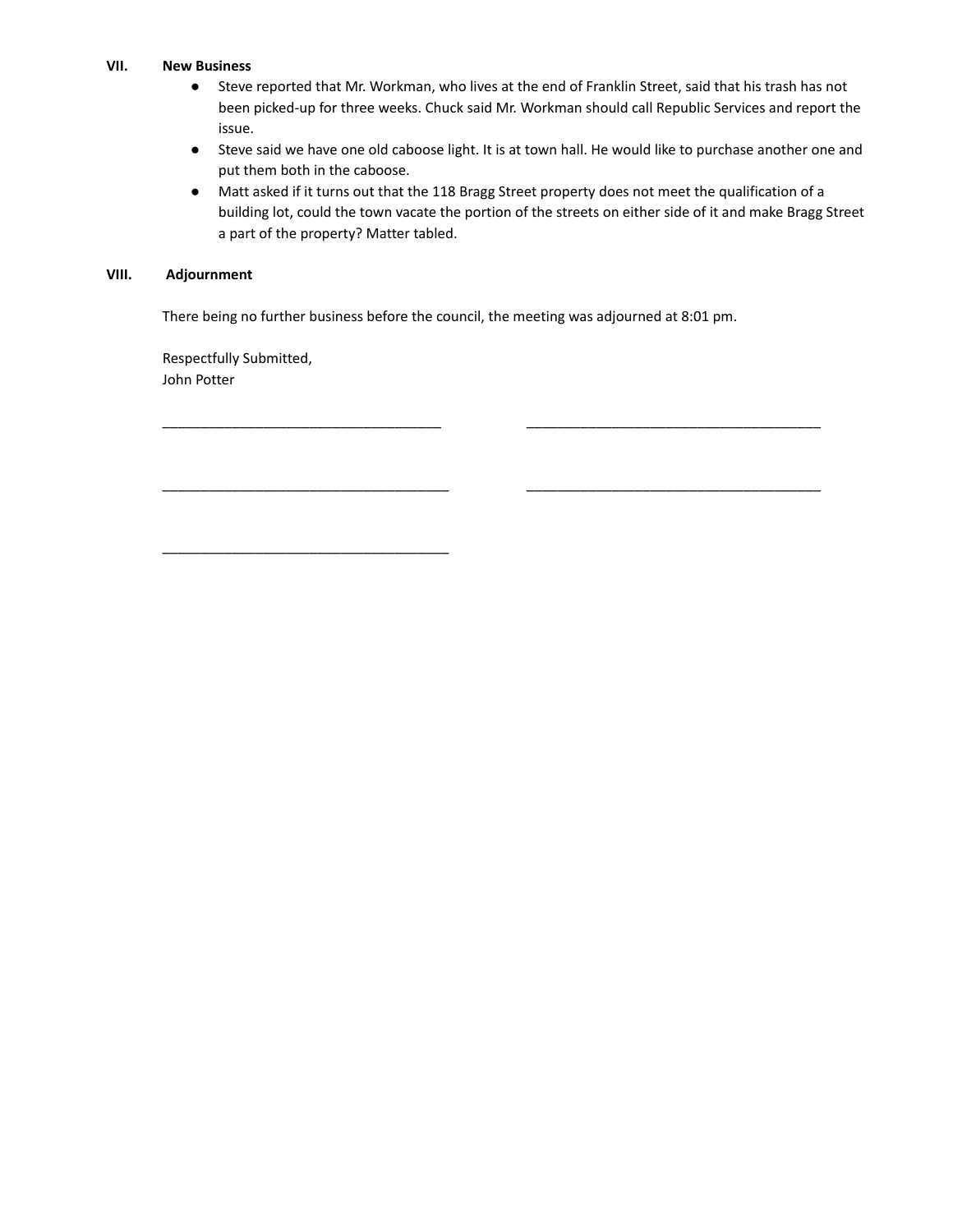## VII. New Business

- Steve reported that Mr. Workman, who lives at the end of Franklin Street, said that his trash has not been picked-up for three weeks. Chuck said Mr. Workman should call Republic Services and report the issue.
- Steve said we have one old caboose light. It is at town hall. He would like to purchase another one and put them both in the caboose.
- Matt asked if it turns out that the 118 Bragg Street property does not meet the qualification of a building lot, could the town vacate the portion of the streets on either side of it and make Bragg Street a part of the property? Matter tabled.

## VIII. Adjournment

There being no further business before the council, the meeting was adjourned at 8:01 pm.

Respectfully Submitted,
John Potter

___________________________________ ___________________________________

___________________________________ ___________________________________

___________________________________